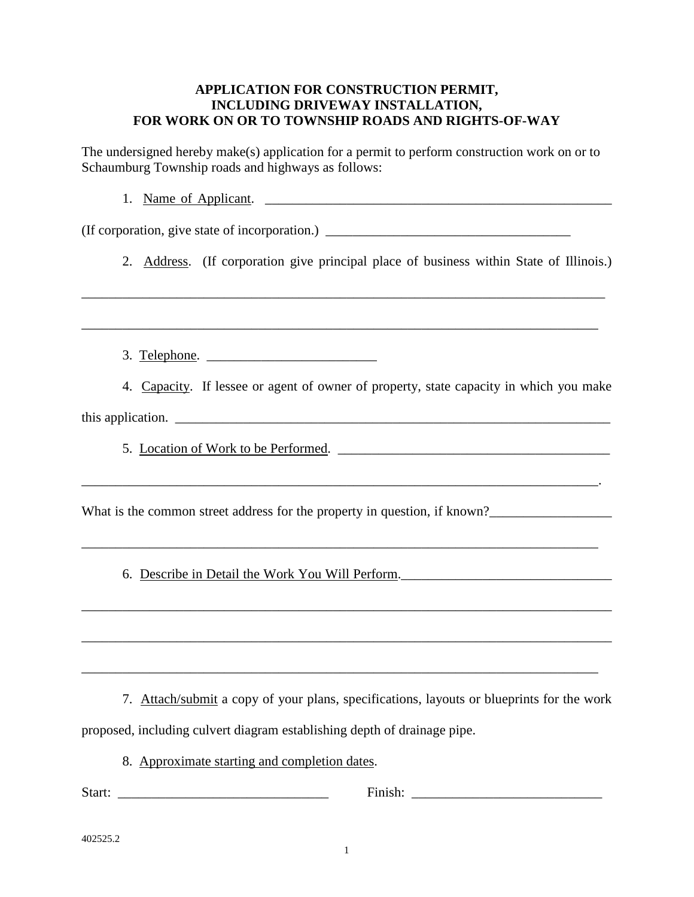**APPLICATION FOR CONSTRUCTION PERMIT,**
**INCLUDING DRIVEWAY INSTALLATION,**
**FOR WORK ON OR TO TOWNSHIP ROADS AND RIGHTS-OF-WAY**

The undersigned hereby make(s) application for a permit to perform construction work on or to Schaumburg Township roads and highways as follows:

1. Name of Applicant. ______________________________________________________

(If corporation, give state of incorporation.) ____________________________________

2. Address. (If corporation give principal place of business within State of Illinois.)

_______________________________________________________________________________

_______________________________________________________________________________

3. Telephone. _________________________

4. Capacity. If lessee or agent of owner of property, state capacity in which you make this application. ______________________________________________________________

5. Location of Work to be Performed. ________________________________________

_______________________________________________________________________________.

What is the common street address for the property in question, if known?__________________

_______________________________________________________________________________

6. Describe in Detail the Work You Will Perform._______________________________

_______________________________________________________________________________

_______________________________________________________________________________

_______________________________________________________________________________

7. Attach/submit a copy of your plans, specifications, layouts or blueprints for the work proposed, including culvert diagram establishing depth of drainage pipe.

8. Approximate starting and completion dates.

Start: _______________________________ Finish: ____________________________

402525.2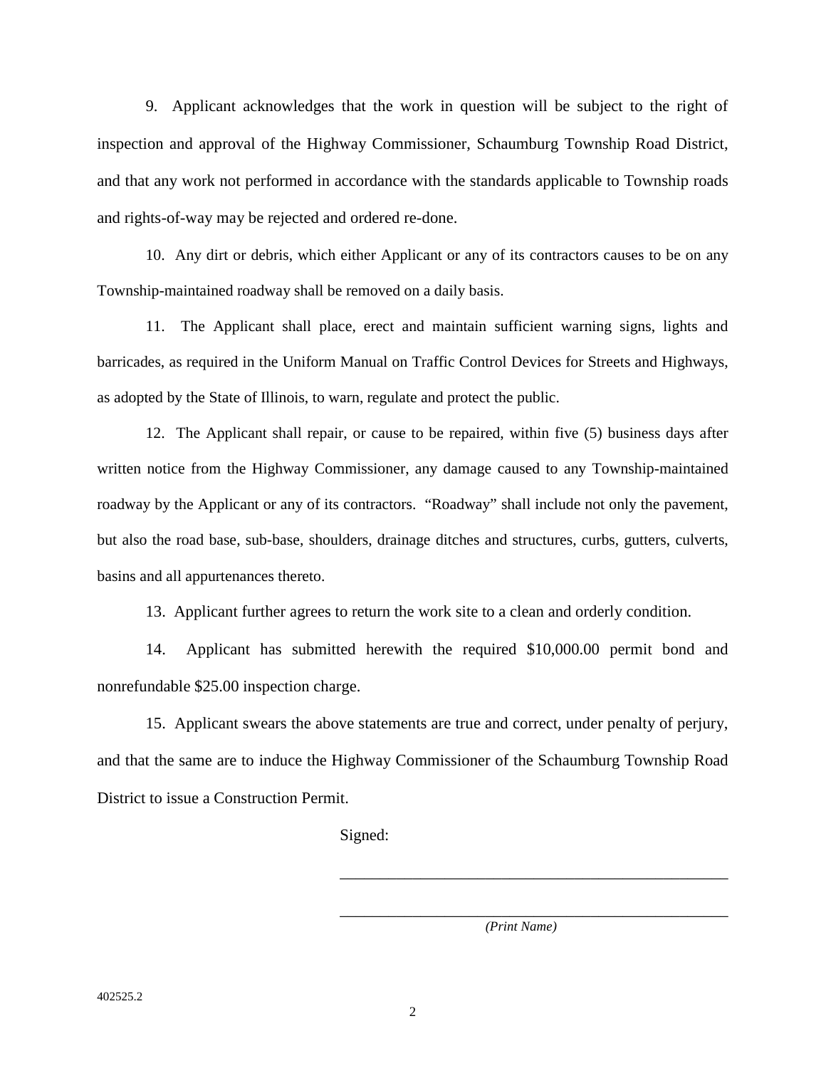9. Applicant acknowledges that the work in question will be subject to the right of inspection and approval of the Highway Commissioner, Schaumburg Township Road District, and that any work not performed in accordance with the standards applicable to Township roads and rights-of-way may be rejected and ordered re-done.

10. Any dirt or debris, which either Applicant or any of its contractors causes to be on any Township-maintained roadway shall be removed on a daily basis.

11. The Applicant shall place, erect and maintain sufficient warning signs, lights and barricades, as required in the Uniform Manual on Traffic Control Devices for Streets and Highways, as adopted by the State of Illinois, to warn, regulate and protect the public.

12. The Applicant shall repair, or cause to be repaired, within five (5) business days after written notice from the Highway Commissioner, any damage caused to any Township-maintained roadway by the Applicant or any of its contractors. "Roadway" shall include not only the pavement, but also the road base, sub-base, shoulders, drainage ditches and structures, curbs, gutters, culverts, basins and all appurtenances thereto.

13. Applicant further agrees to return the work site to a clean and orderly condition.

14. Applicant has submitted herewith the required $10,000.00 permit bond and nonrefundable $25.00 inspection charge.

15. Applicant swears the above statements are true and correct, under penalty of perjury, and that the same are to induce the Highway Commissioner of the Schaumburg Township Road District to issue a Construction Permit.

Signed:

\_\_\_\_\_\_\_\_\_\_\_\_\_\_\_\_\_\_\_\_\_\_\_\_\_\_\_\_\_\_\_\_\_\_\_\_\_\_\_\_\_\_\_\_

\_\_\_\_\_\_\_\_\_\_\_\_\_\_\_\_\_\_\_\_\_\_\_\_\_\_\_\_\_\_\_\_\_\_\_\_\_\_\_\_\_\_\_\_

*(Print Name)*

402525.2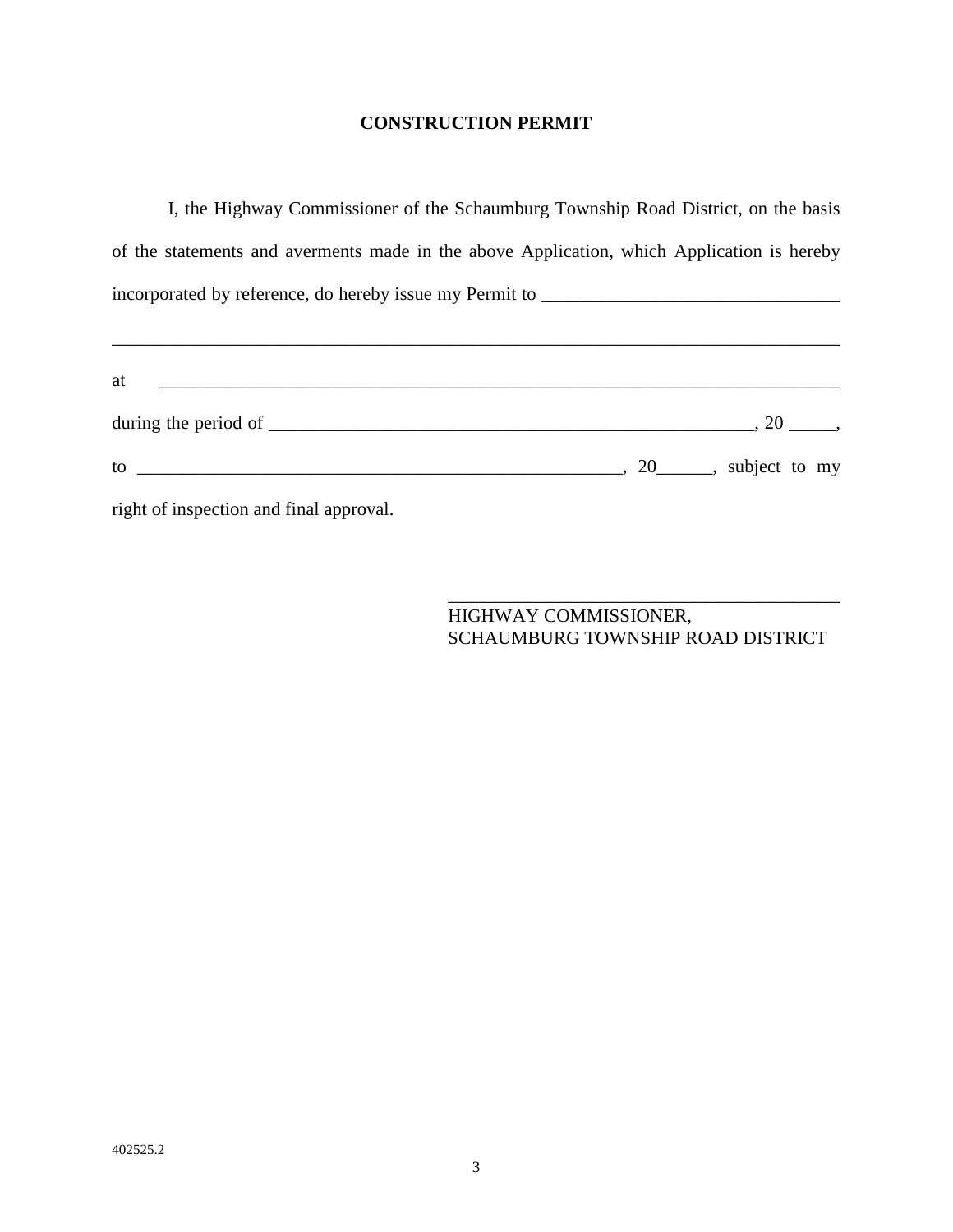**CONSTRUCTION PERMIT**

I, the Highway Commissioner of the Schaumburg Township Road District, on the basis of the statements and averments made in the above Application, which Application is hereby incorporated by reference, do hereby issue my Permit to ________________________________

______________________________________________________________________________

at ___________________________________________________________________________

during the period of ______________________________________________________, 20 _____,

to ___________________________________________________, 20______, subject to my right of inspection and final approval.

__________________________________________
HIGHWAY COMMISSIONER,
SCHAUMBURG TOWNSHIP ROAD DISTRICT

402525.2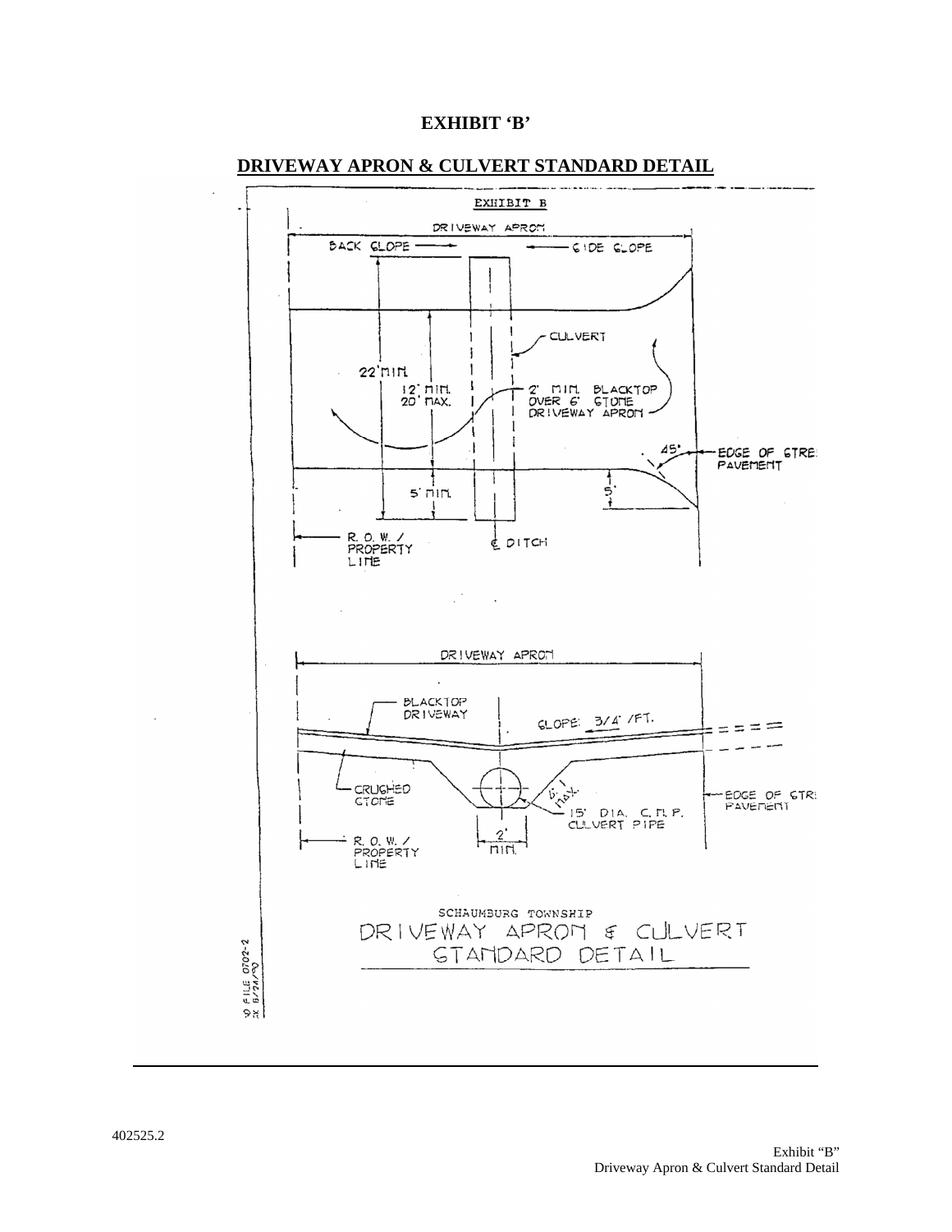# EXHIBIT 'B'

## DRIVEWAY APRON & CULVERT STANDARD DETAIL

EXHIBIT B

DRIVEWAY APRON

BACK SLOPE — SIDE SLOPE

CULVERT

22' MIN.

12' MIN. 20' MAX.

2" MIN. BLACKTOP OVER 6" STONE DRIVEWAY APRON

45°

EDGE OF STREET PAVEMENT

5' MIN.

5'

R. O. W. / PROPERTY LINE

℄ DITCH

DRIVEWAY APRON

BLACKTOP DRIVEWAY

SLOPE: 3/4" /FT.

CRUSHED STONE

6:1 MAX.

15" DIA. C.M.P. CULVERT PIPE

EDGE OF STR. PAVEMENT

2' MIN.

R. O. W. / PROPERTY LINE

SCHAUMBURG TOWNSHIP

DRIVEWAY APRON & CULVERT STANDARD DETAIL

D FILE 0702-2
K 8/24/90

402525.2

Exhibit "B"
Driveway Apron & Culvert Standard Detail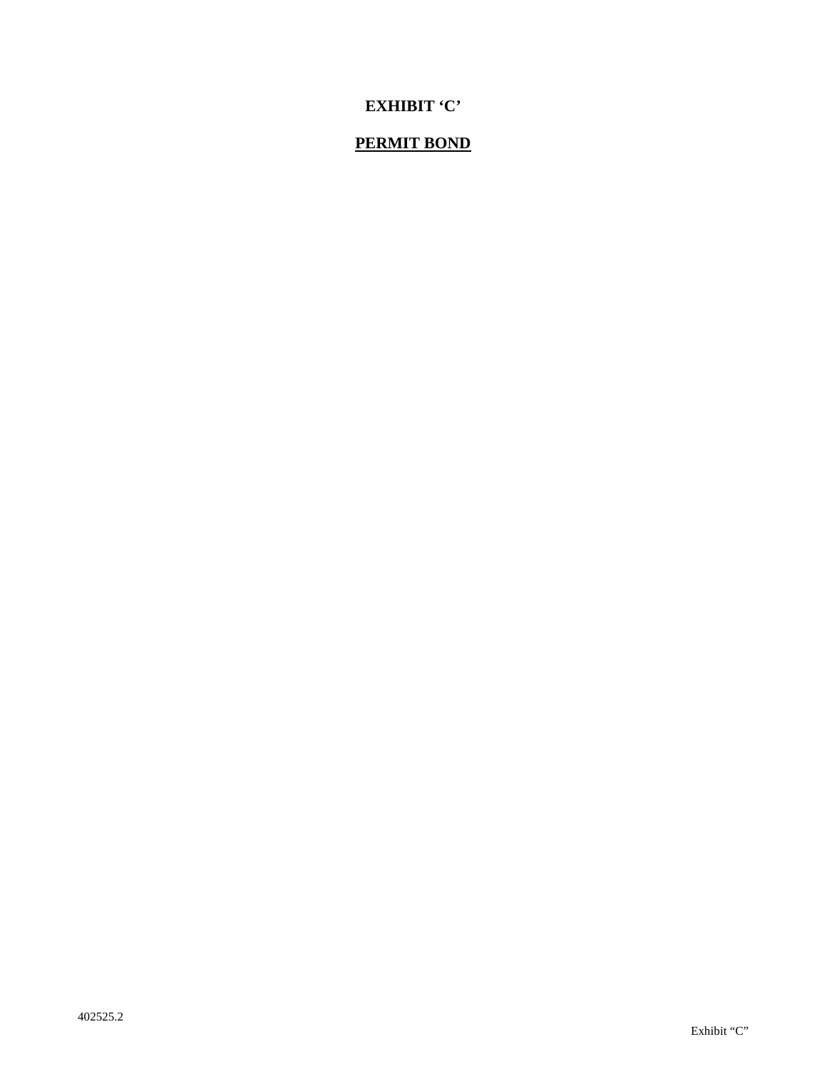**EXHIBIT 'C'**

**PERMIT BOND**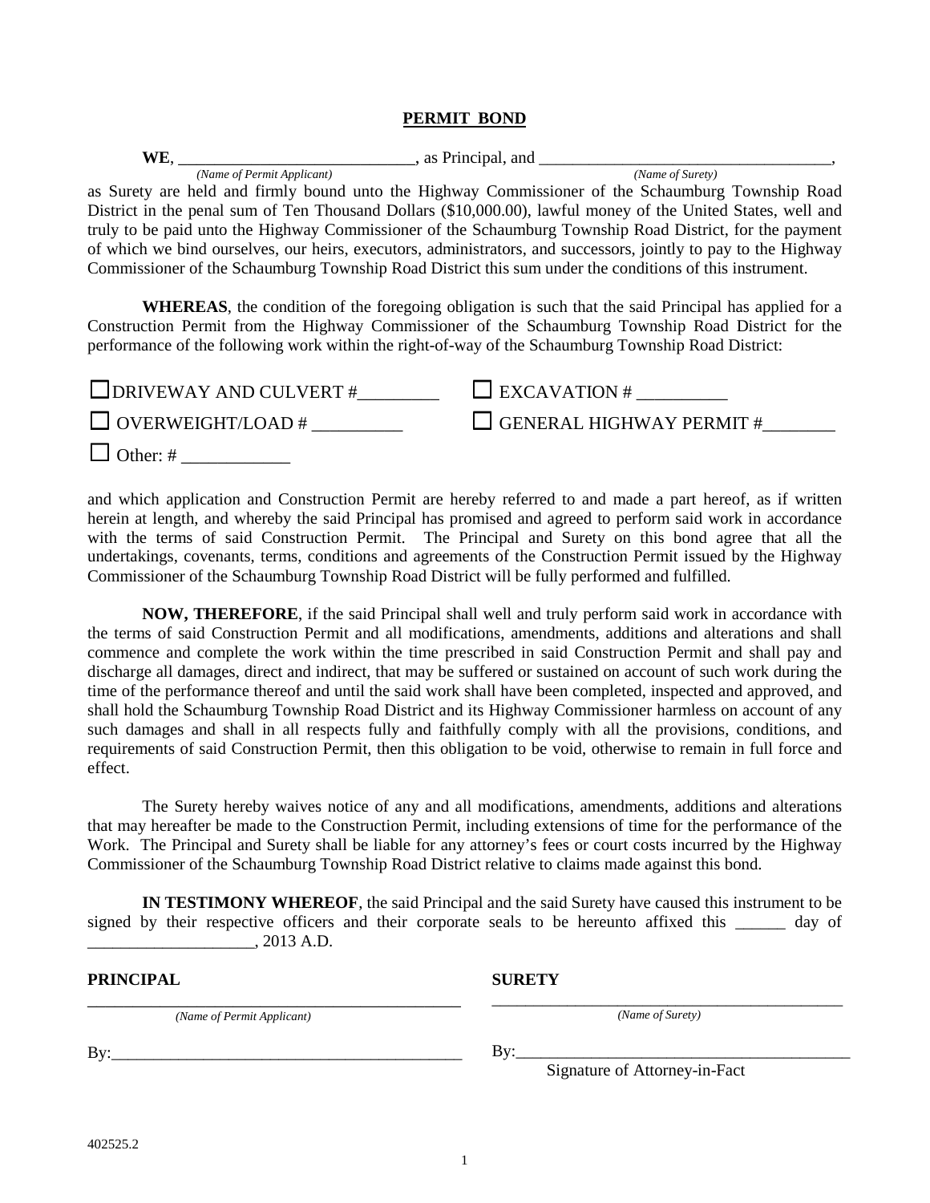# PERMIT BOND

**WE**, _____________________________, as Principal, and ___________________________________,
*(Name of Permit Applicant)* *(Name of Surety)*
as Surety are held and firmly bound unto the Highway Commissioner of the Schaumburg Township Road District in the penal sum of Ten Thousand Dollars ($10,000.00), lawful money of the United States, well and truly to be paid unto the Highway Commissioner of the Schaumburg Township Road District, for the payment of which we bind ourselves, our heirs, executors, administrators, and successors, jointly to pay to the Highway Commissioner of the Schaumburg Township Road District this sum under the conditions of this instrument.

**WHEREAS**, the condition of the foregoing obligation is such that the said Principal has applied for a Construction Permit from the Highway Commissioner of the Schaumburg Township Road District for the performance of the following work within the right-of-way of the Schaumburg Township Road District:

☐ DRIVEWAY AND CULVERT #_________ ☐ EXCAVATION # __________

☐ OVERWEIGHT/LOAD # __________ ☐ GENERAL HIGHWAY PERMIT #________

☐ Other: # ____________

and which application and Construction Permit are hereby referred to and made a part hereof, as if written herein at length, and whereby the said Principal has promised and agreed to perform said work in accordance with the terms of said Construction Permit. The Principal and Surety on this bond agree that all the undertakings, covenants, terms, conditions and agreements of the Construction Permit issued by the Highway Commissioner of the Schaumburg Township Road District will be fully performed and fulfilled.

**NOW, THEREFORE**, if the said Principal shall well and truly perform said work in accordance with the terms of said Construction Permit and all modifications, amendments, additions and alterations and shall commence and complete the work within the time prescribed in said Construction Permit and shall pay and discharge all damages, direct and indirect, that may be suffered or sustained on account of such work during the time of the performance thereof and until the said work shall have been completed, inspected and approved, and shall hold the Schaumburg Township Road District and its Highway Commissioner harmless on account of any such damages and shall in all respects fully and faithfully comply with all the provisions, conditions, and requirements of said Construction Permit, then this obligation to be void, otherwise to remain in full force and effect.

The Surety hereby waives notice of any and all modifications, amendments, additions and alterations that may hereafter be made to the Construction Permit, including extensions of time for the performance of the Work. The Principal and Surety shall be liable for any attorney's fees or court costs incurred by the Highway Commissioner of the Schaumburg Township Road District relative to claims made against this bond.

**IN TESTIMONY WHEREOF**, the said Principal and the said Surety have caused this instrument to be signed by their respective officers and their corporate seals to be hereunto affixed this ______ day of ____________________, 2013 A.D.

**PRINCIPAL**

_______________________________________________
*(Name of Permit Applicant)*

By:__________________________________________

**SURETY**

_______________________________________________
*(Name of Surety)*

By:__________________________________________
Signature of Attorney-in-Fact

402525.2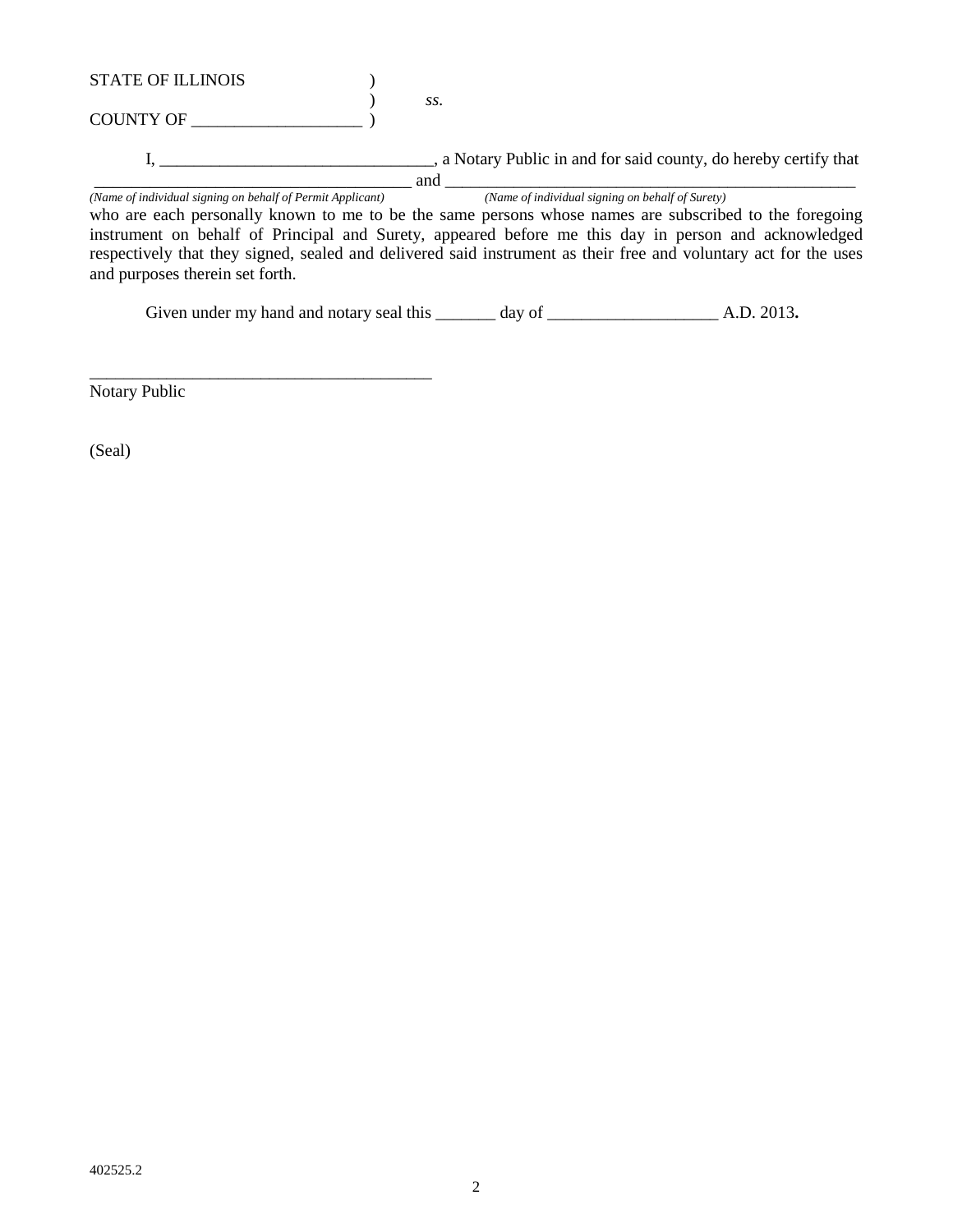STATE OF ILLINOIS )
) *ss.*
COUNTY OF ____________________ )

I, _________________________________, a Notary Public in and for said county, do hereby certify that _____________________________________ and __________________________________________________
*(Name of individual signing on behalf of Permit Applicant)* *(Name of individual signing on behalf of Surety)*
who are each personally known to me to be the same persons whose names are subscribed to the foregoing instrument on behalf of Principal and Surety, appeared before me this day in person and acknowledged respectively that they signed, sealed and delivered said instrument as their free and voluntary act for the uses and purposes therein set forth.

Given under my hand and notary seal this _______ day of ____________________ A.D. 2013**.**

__________________________________________
Notary Public

(Seal)

402525.2